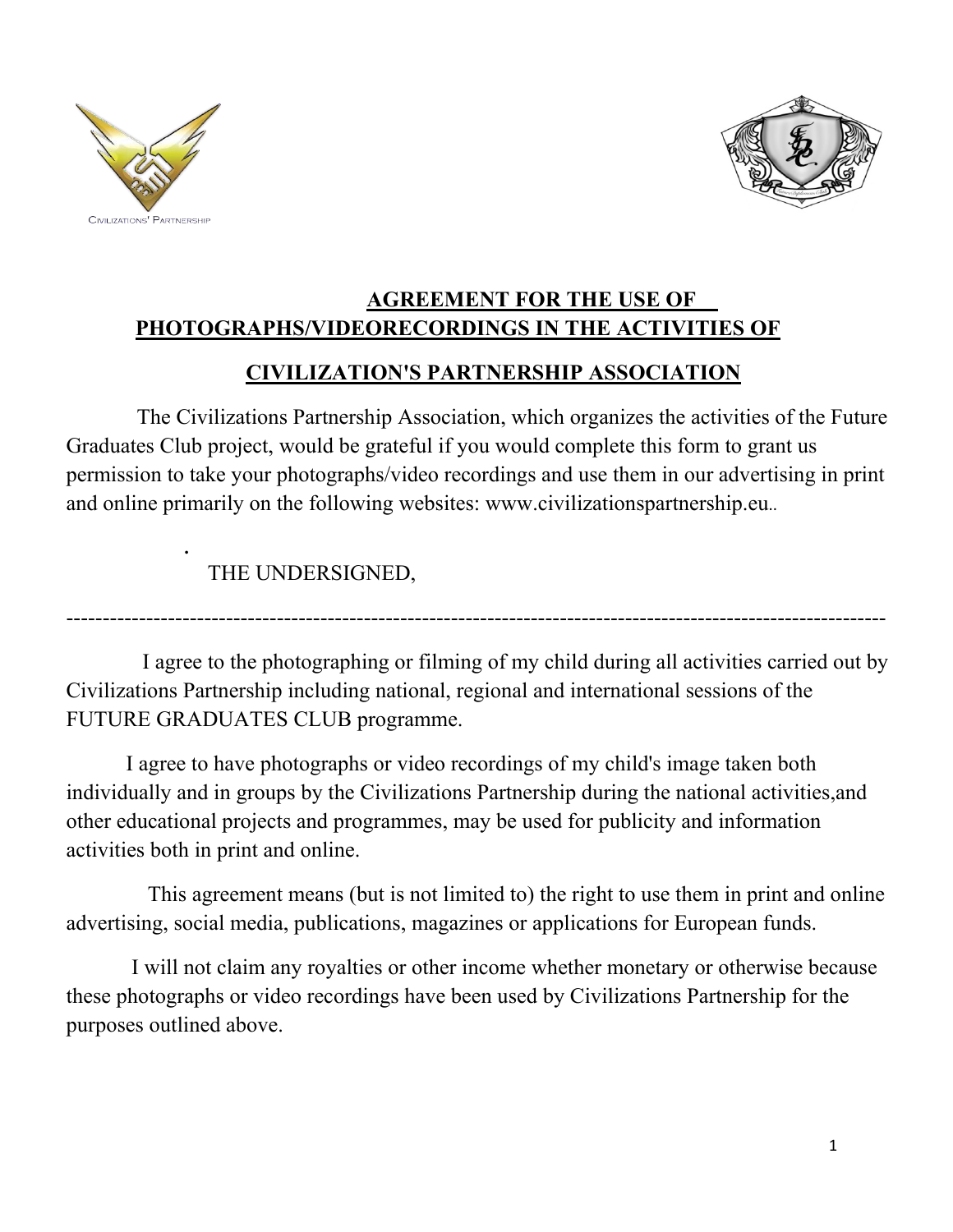## **AGREEMENT FOR THE USE OF PHOTOGRAPHS/VIDEORECORDINGS IN THE ACTIVITIES OF**

## **CIVILIZATION'S PARTNERSHIP ASSOCIATION**

The Civilizations Partnership Association, which organizes the activities of the Future Graduates Club project, would be grateful if you would complete this form to grant us permission to take your photographs/video recordings and use them in our advertising in print and online primarily on the following websites: www.civilizationspartnership.eu..

.

THE UNDERSIGNED,

-----------------------------------------------------------------------------------------------------------

I agree to the photographing or filming of my child during all activities carried out by Civilizations Partnership including national, regional and international sessions of the FUTURE GRADUATES CLUB programme.

I agree to have photographs or video recordings of my child's image taken both individually and in groups by the Civilizations Partnership during the national activities,and other educational projects and programmes, may be used for publicity and information activities both in print and online.

This agreement means (but is not limited to) the right to use them in print and online advertising, social media, publications, magazines or applications for European funds.

I will not claim any royalties or other income whether monetary or otherwise because these photographs or video recordings have been used by Civilizations Partnership for the purposes outlined above.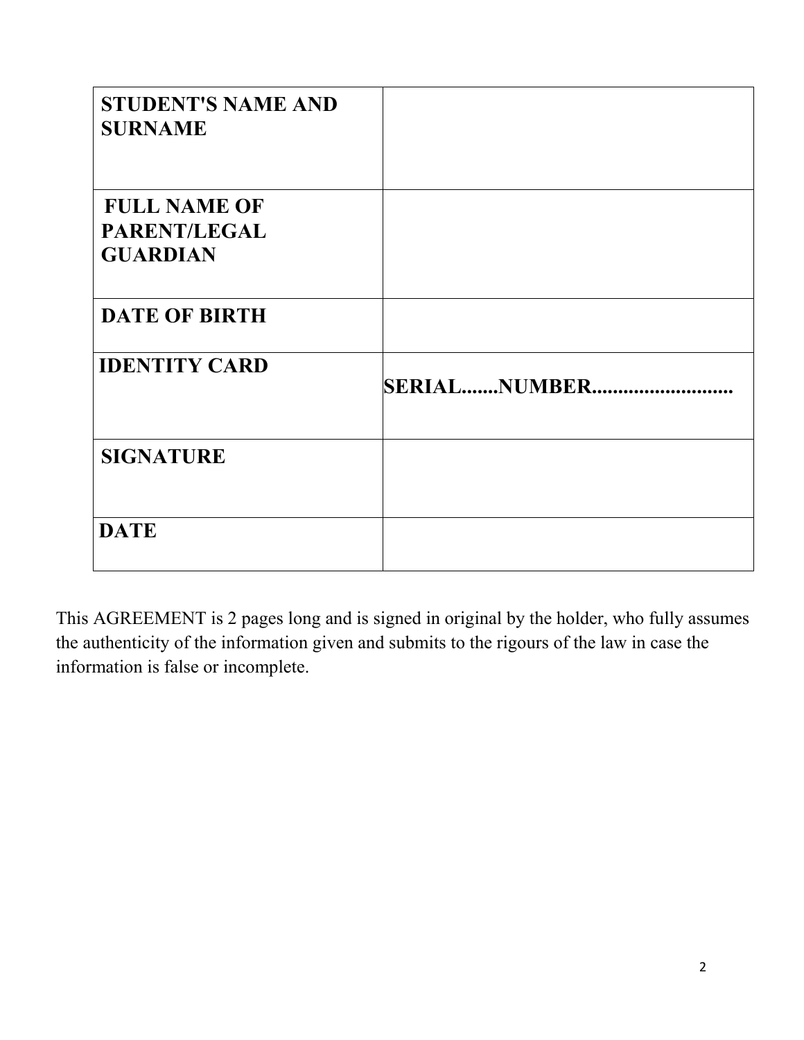| | |
|---|---|
| **STUDENT'S NAME AND SURNAME** | |
| **FULL NAME OF PARENT/LEGAL GUARDIAN** | |
| **DATE OF BIRTH** | |
| **IDENTITY CARD** | **SERIAL.......NUMBER..........................** |
| **SIGNATURE** | |
| **DATE** | |

This AGREEMENT is 2 pages long and is signed in original by the holder, who fully assumes the authenticity of the information given and submits to the rigours of the law in case the information is false or incomplete.